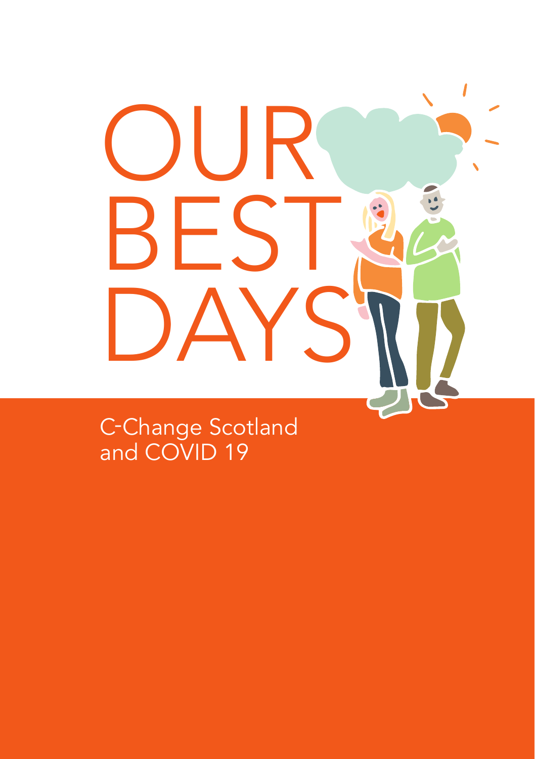# OUR BEST DAYS

C-Change Scotland and COVID 19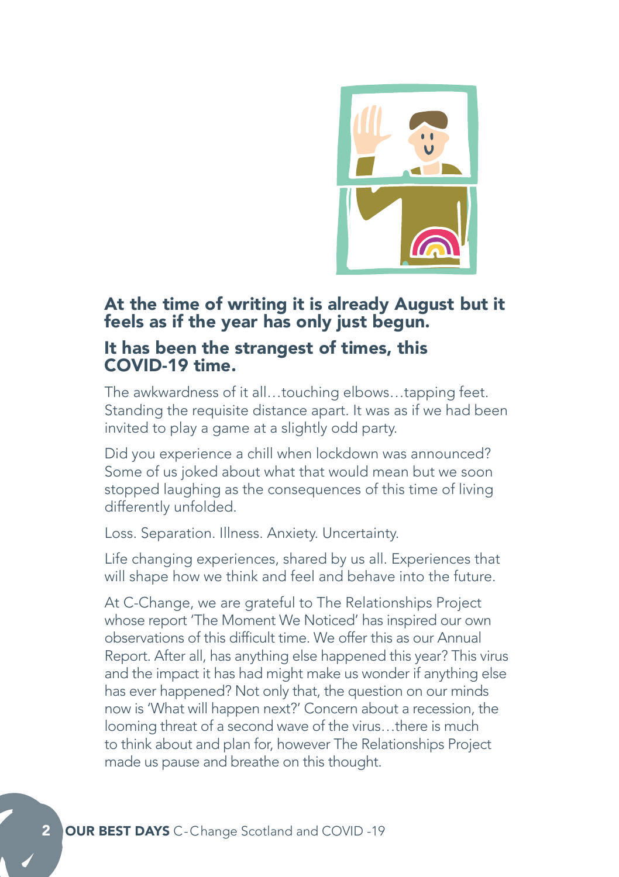## At the time of writing it is already August but it feels as if the year has only just begun.

## It has been the strangest of times, this COVID-19 time.

The awkwardness of it all…touching elbows…tapping feet. Standing the requisite distance apart. It was as if we had been invited to play a game at a slightly odd party.

Did you experience a chill when lockdown was announced? Some of us joked about what that would mean but we soon stopped laughing as the consequences of this time of living differently unfolded.

Loss. Separation. Illness. Anxiety. Uncertainty.

Life changing experiences, shared by us all. Experiences that will shape how we think and feel and behave into the future.

At C-Change, we are grateful to The Relationships Project whose report 'The Moment We Noticed' has inspired our own observations of this difficult time. We offer this as our Annual Report. After all, has anything else happened this year? This virus and the impact it has had might make us wonder if anything else has ever happened? Not only that, the question on our minds now is 'What will happen next?' Concern about a recession, the looming threat of a second wave of the virus…there is much to think about and plan for, however The Relationships Project made us pause and breathe on this thought.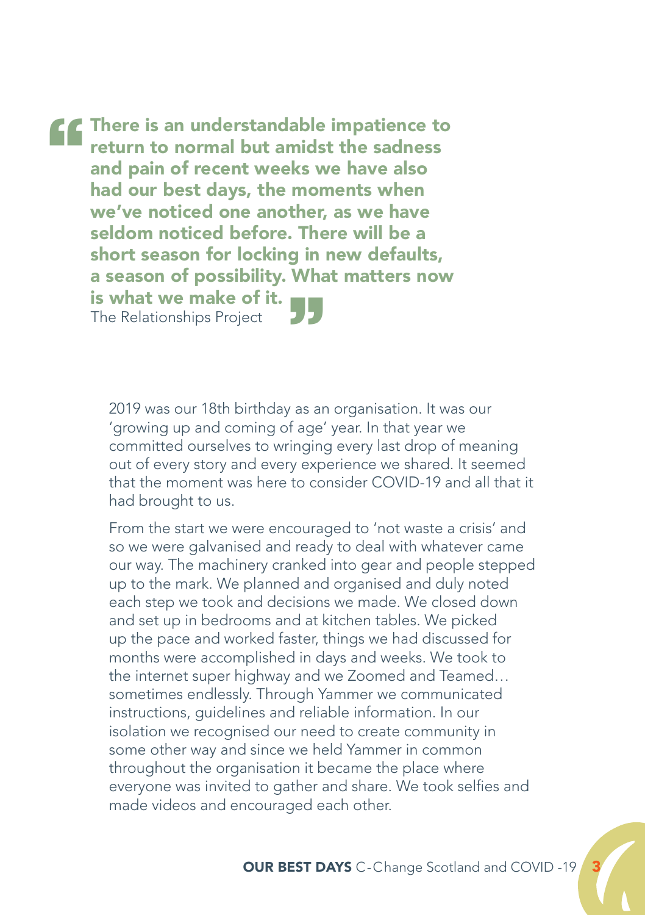> **There is an understandable impatience to return to normal but amidst the sadness and pain of recent weeks we have also had our best days, the moments when we've noticed one another, as we have seldom noticed before. There will be a short season for locking in new defaults, a season of possibility. What matters now is what we make of it.**
>
> The Relationships Project

2019 was our 18th birthday as an organisation. It was our 'growing up and coming of age' year. In that year we committed ourselves to wringing every last drop of meaning out of every story and every experience we shared. It seemed that the moment was here to consider COVID-19 and all that it had brought to us.

From the start we were encouraged to 'not waste a crisis' and so we were galvanised and ready to deal with whatever came our way. The machinery cranked into gear and people stepped up to the mark. We planned and organised and duly noted each step we took and decisions we made. We closed down and set up in bedrooms and at kitchen tables. We picked up the pace and worked faster, things we had discussed for months were accomplished in days and weeks. We took to the internet super highway and we Zoomed and Teamed… sometimes endlessly. Through Yammer we communicated instructions, guidelines and reliable information. In our isolation we recognised our need to create community in some other way and since we held Yammer in common throughout the organisation it became the place where everyone was invited to gather and share. We took selfies and made videos and encouraged each other.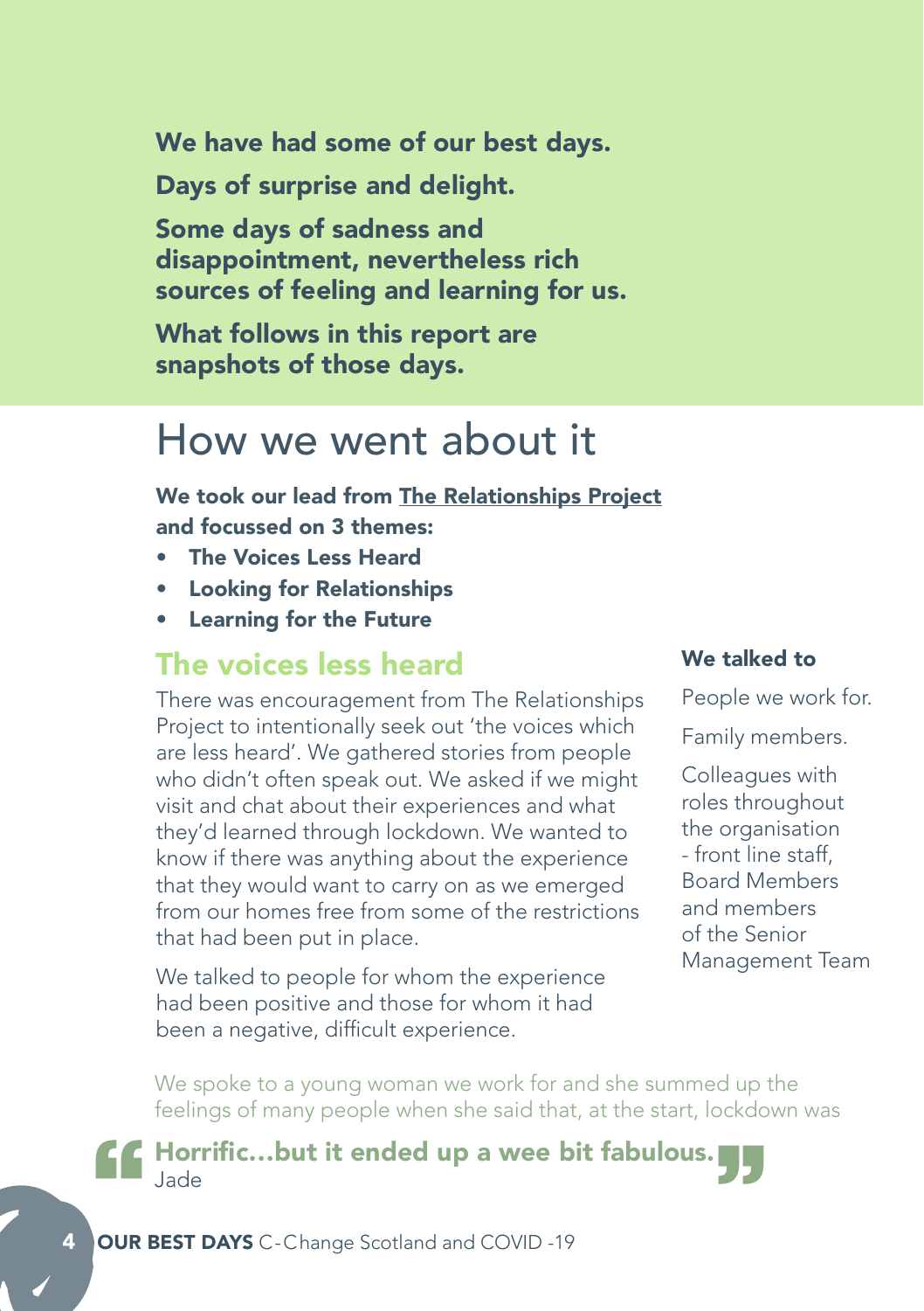**We have had some of our best days.**

**Days of surprise and delight.**

**Some days of sadness and disappointment, nevertheless rich sources of feeling and learning for us.**

**What follows in this report are snapshots of those days.**

# How we went about it

**We took our lead from The Relationships Project and focussed on 3 themes:**

- **The Voices Less Heard**
- **Looking for Relationships**
- **Learning for the Future**

## The voices less heard

There was encouragement from The Relationships Project to intentionally seek out 'the voices which are less heard'. We gathered stories from people who didn't often speak out. We asked if we might visit and chat about their experiences and what they'd learned through lockdown. We wanted to know if there was anything about the experience that they would want to carry on as we emerged from our homes free from some of the restrictions that had been put in place.

We talked to people for whom the experience had been positive and those for whom it had been a negative, difficult experience.

**We talked to**

People we work for.

Family members.

Colleagues with roles throughout the organisation - front line staff, Board Members and members of the Senior Management Team

We spoke to a young woman we work for and she summed up the feelings of many people when she said that, at the start, lockdown was

> **Horrific…but it ended up a wee bit fabulous.**
> Jade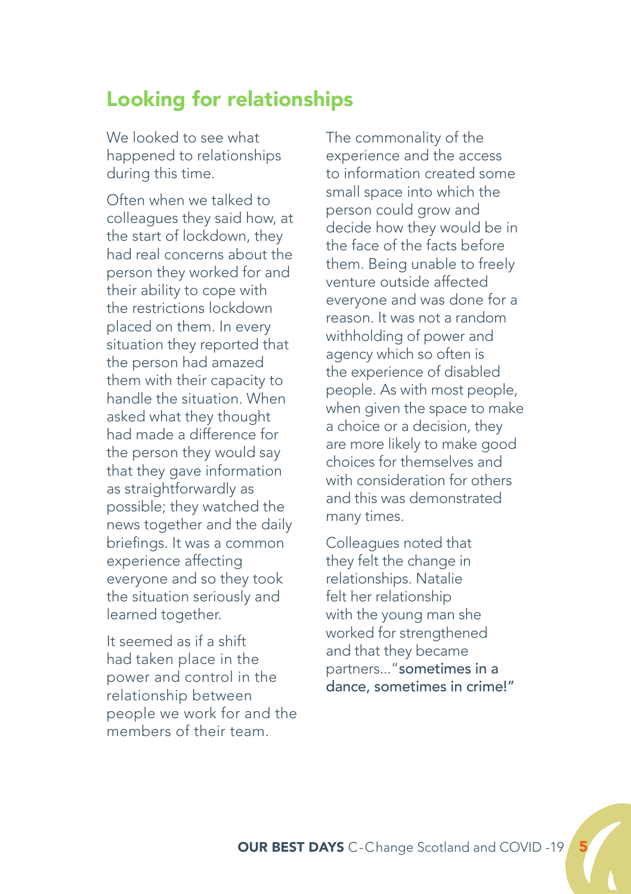## Looking for relationships

We looked to see what happened to relationships during this time.

Often when we talked to colleagues they said how, at the start of lockdown, they had real concerns about the person they worked for and their ability to cope with the restrictions lockdown placed on them. In every situation they reported that the person had amazed them with their capacity to handle the situation. When asked what they thought had made a difference for the person they would say that they gave information as straightforwardly as possible; they watched the news together and the daily briefings. It was a common experience affecting everyone and so they took the situation seriously and learned together.

It seemed as if a shift had taken place in the power and control in the relationship between people we work for and the members of their team.

The commonality of the experience and the access to information created some small space into which the person could grow and decide how they would be in the face of the facts before them. Being unable to freely venture outside affected everyone and was done for a reason. It was not a random withholding of power and agency which so often is the experience of disabled people. As with most people, when given the space to make a choice or a decision, they are more likely to make good choices for themselves and with consideration for others and this was demonstrated many times.

Colleagues noted that they felt the change in relationships. Natalie felt her relationship with the young man she worked for strengthened and that they became partners..."**sometimes in a dance, sometimes in crime!**"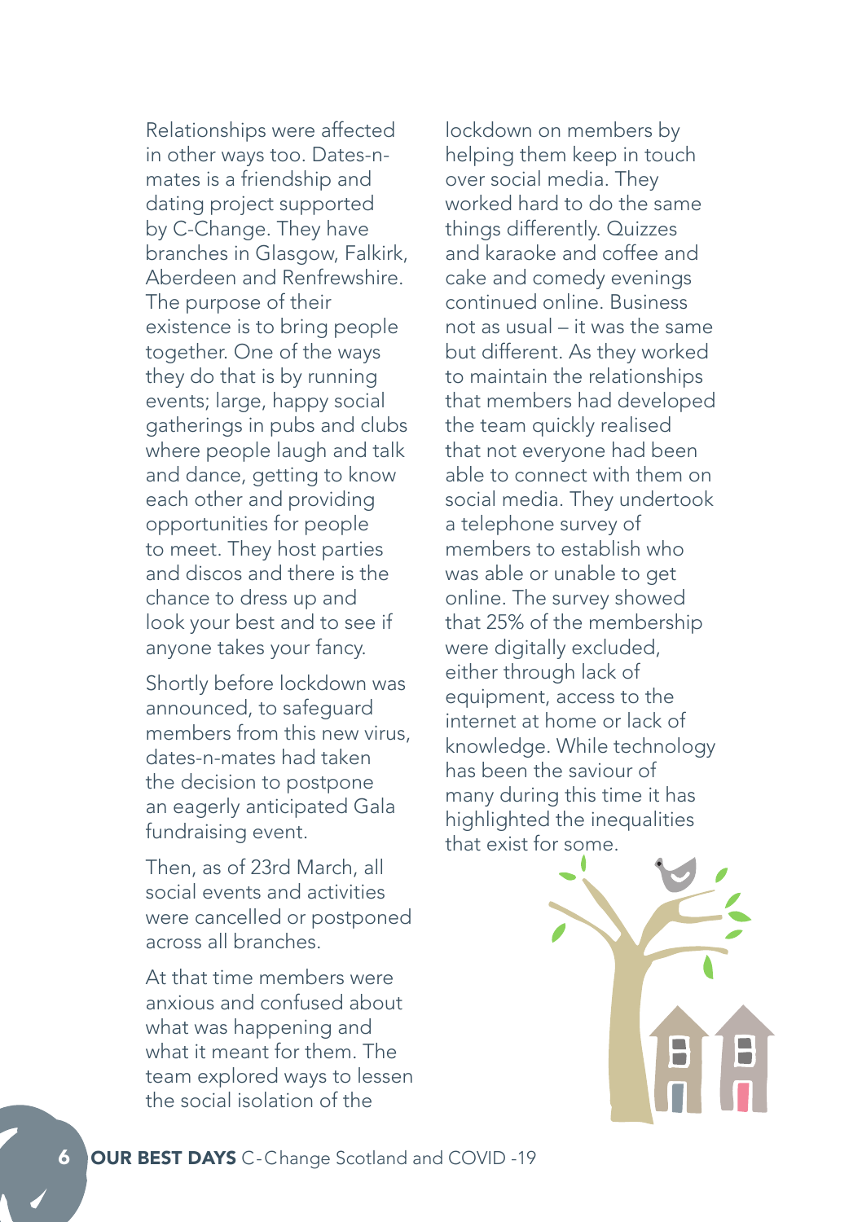Relationships were affected in other ways too. Dates-n-mates is a friendship and dating project supported by C-Change. They have branches in Glasgow, Falkirk, Aberdeen and Renfrewshire. The purpose of their existence is to bring people together. One of the ways they do that is by running events; large, happy social gatherings in pubs and clubs where people laugh and talk and dance, getting to know each other and providing opportunities for people to meet. They host parties and discos and there is the chance to dress up and look your best and to see if anyone takes your fancy.

Shortly before lockdown was announced, to safeguard members from this new virus, dates-n-mates had taken the decision to postpone an eagerly anticipated Gala fundraising event.

Then, as of 23rd March, all social events and activities were cancelled or postponed across all branches.

At that time members were anxious and confused about what was happening and what it meant for them. The team explored ways to lessen the social isolation of the lockdown on members by helping them keep in touch over social media. They worked hard to do the same things differently. Quizzes and karaoke and coffee and cake and comedy evenings continued online. Business not as usual – it was the same but different. As they worked to maintain the relationships that members had developed the team quickly realised that not everyone had been able to connect with them on social media. They undertook a telephone survey of members to establish who was able or unable to get online. The survey showed that 25% of the membership were digitally excluded, either through lack of equipment, access to the internet at home or lack of knowledge. While technology has been the saviour of many during this time it has highlighted the inequalities that exist for some.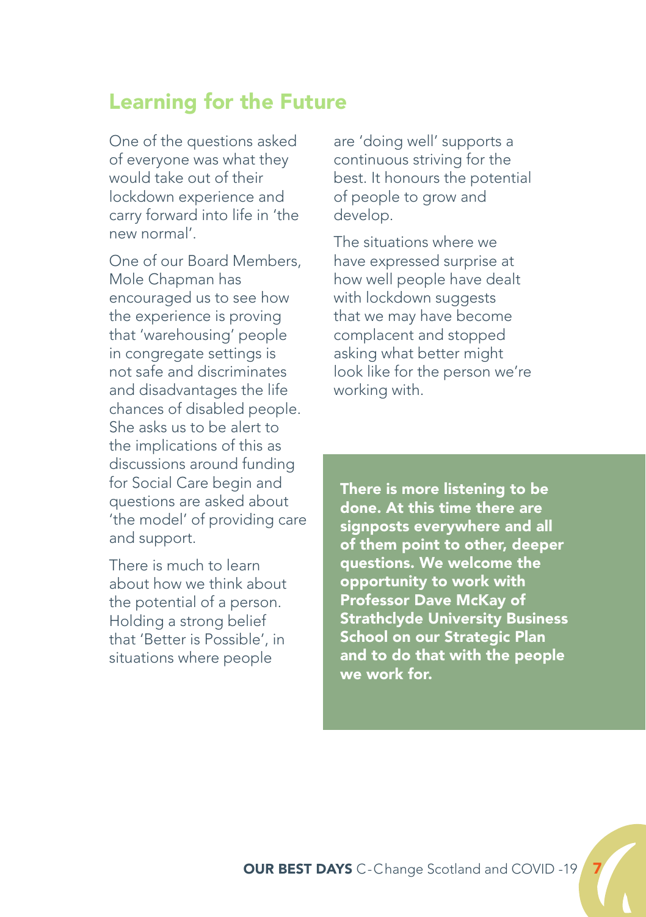## Learning for the Future

One of the questions asked of everyone was what they would take out of their lockdown experience and carry forward into life in 'the new normal'.

One of our Board Members, Mole Chapman has encouraged us to see how the experience is proving that 'warehousing' people in congregate settings is not safe and discriminates and disadvantages the life chances of disabled people. She asks us to be alert to the implications of this as discussions around funding for Social Care begin and questions are asked about 'the model' of providing care and support.

There is much to learn about how we think about the potential of a person. Holding a strong belief that 'Better is Possible', in situations where people are 'doing well' supports a continuous striving for the best. It honours the potential of people to grow and develop.

The situations where we have expressed surprise at how well people have dealt with lockdown suggests that we may have become complacent and stopped asking what better might look like for the person we're working with.

**There is more listening to be done. At this time there are signposts everywhere and all of them point to other, deeper questions. We welcome the opportunity to work with Professor Dave McKay of Strathclyde University Business School on our Strategic Plan and to do that with the people we work for.**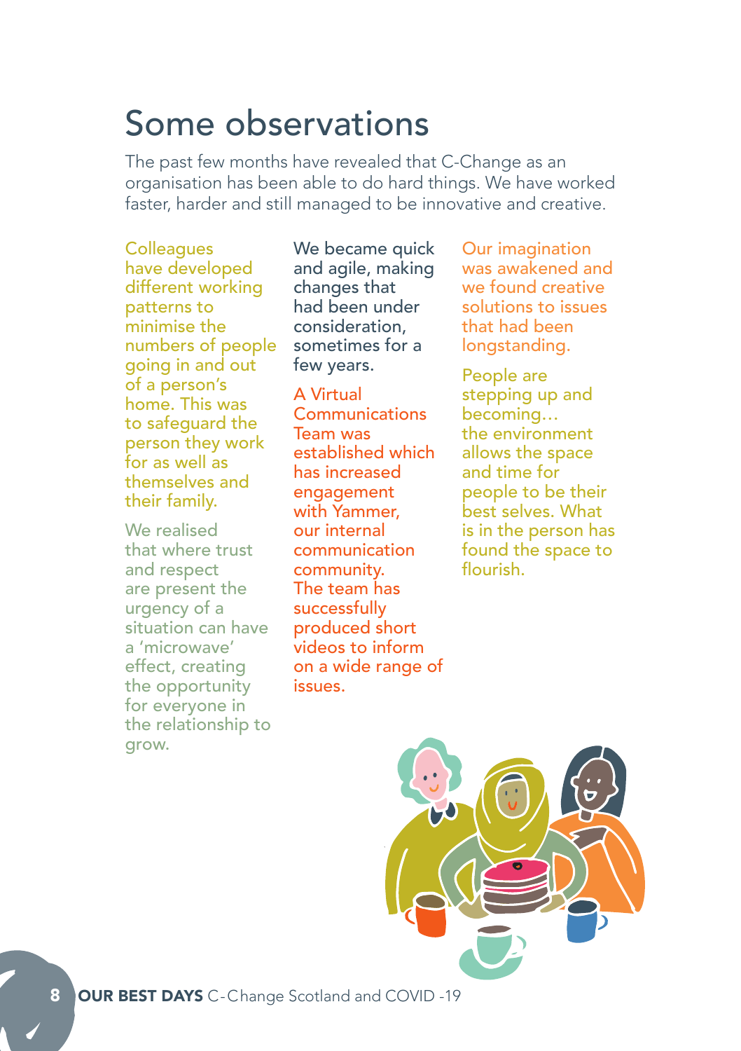# Some observations

The past few months have revealed that C-Change as an organisation has been able to do hard things. We have worked faster, harder and still managed to be innovative and creative.

Colleagues have developed different working patterns to minimise the numbers of people going in and out of a person's home. This was to safeguard the person they work for as well as themselves and their family.

We realised that where trust and respect are present the urgency of a situation can have a 'microwave' effect, creating the opportunity for everyone in the relationship to grow.

We became quick and agile, making changes that had been under consideration, sometimes for a few years.

A Virtual Communications Team was established which has increased engagement with Yammer, our internal communication community. The team has successfully produced short videos to inform on a wide range of issues.

Our imagination was awakened and we found creative solutions to issues that had been longstanding.

People are stepping up and becoming… the environment allows the space and time for people to be their best selves. What is in the person has found the space to flourish.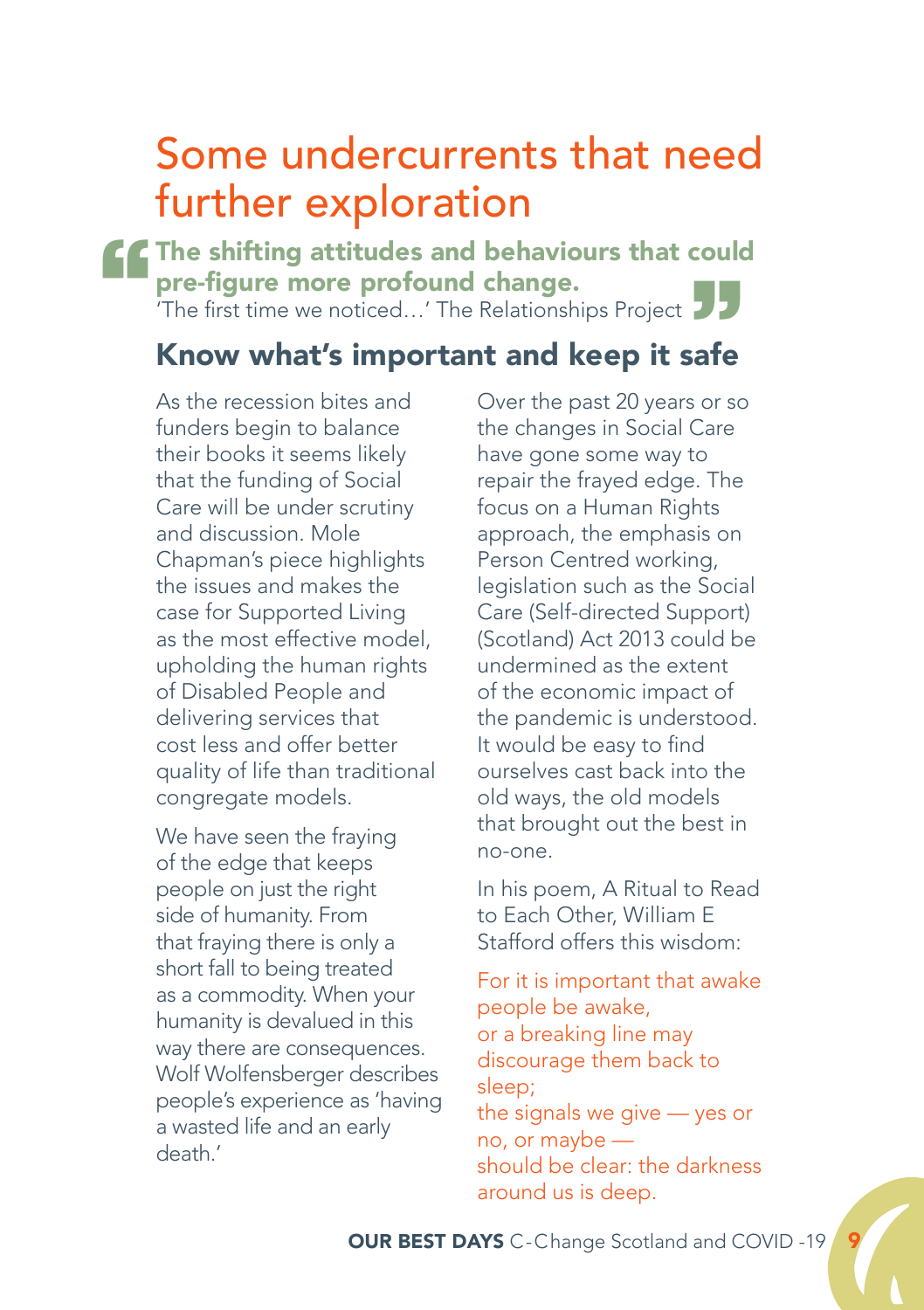# Some undercurrents that need further exploration

> **The shifting attitudes and behaviours that could pre-figure more profound change.**
> 'The first time we noticed…' The Relationships Project

## Know what's important and keep it safe

As the recession bites and funders begin to balance their books it seems likely that the funding of Social Care will be under scrutiny and discussion. Mole Chapman's piece highlights the issues and makes the case for Supported Living as the most effective model, upholding the human rights of Disabled People and delivering services that cost less and offer better quality of life than traditional congregate models.

We have seen the fraying of the edge that keeps people on just the right side of humanity. From that fraying there is only a short fall to being treated as a commodity. When your humanity is devalued in this way there are consequences. Wolf Wolfensberger describes people's experience as 'having a wasted life and an early death.'

Over the past 20 years or so the changes in Social Care have gone some way to repair the frayed edge. The focus on a Human Rights approach, the emphasis on Person Centred working, legislation such as the Social Care (Self-directed Support) (Scotland) Act 2013 could be undermined as the extent of the economic impact of the pandemic is understood. It would be easy to find ourselves cast back into the old ways, the old models that brought out the best in no-one.

In his poem, A Ritual to Read to Each Other, William E Stafford offers this wisdom:

For it is important that awake people be awake,
or a breaking line may discourage them back to sleep;
the signals we give — yes or no, or maybe —
should be clear: the darkness around us is deep.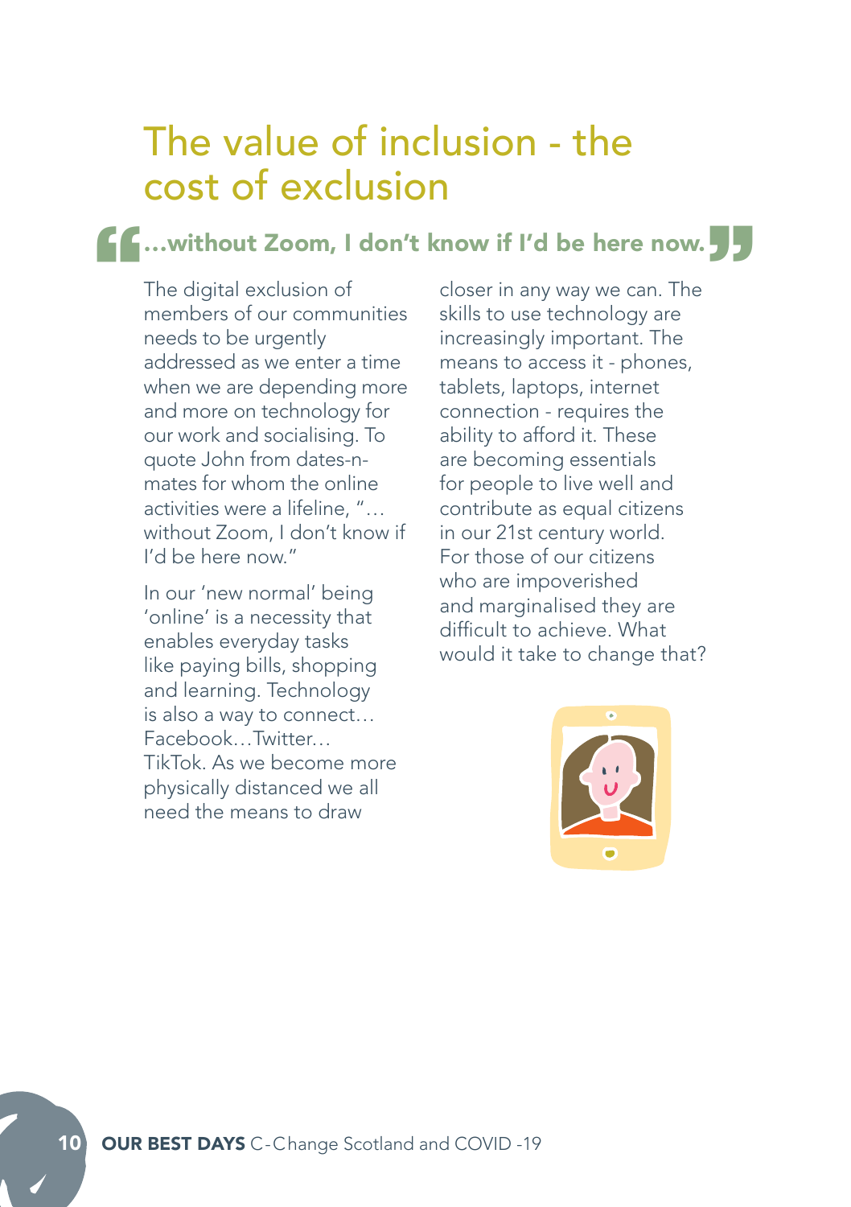# The value of inclusion - the cost of exclusion

> **...without Zoom, I don't know if I'd be here now.**

The digital exclusion of members of our communities needs to be urgently addressed as we enter a time when we are depending more and more on technology for our work and socialising. To quote John from dates-n-mates for whom the online activities were a lifeline, "…without Zoom, I don't know if I'd be here now."

In our 'new normal' being 'online' is a necessity that enables everyday tasks like paying bills, shopping and learning. Technology is also a way to connect… Facebook…Twitter… TikTok. As we become more physically distanced we all need the means to draw closer in any way we can. The skills to use technology are increasingly important. The means to access it - phones, tablets, laptops, internet connection - requires the ability to afford it. These are becoming essentials for people to live well and contribute as equal citizens in our 21st century world. For those of our citizens who are impoverished and marginalised they are difficult to achieve. What would it take to change that?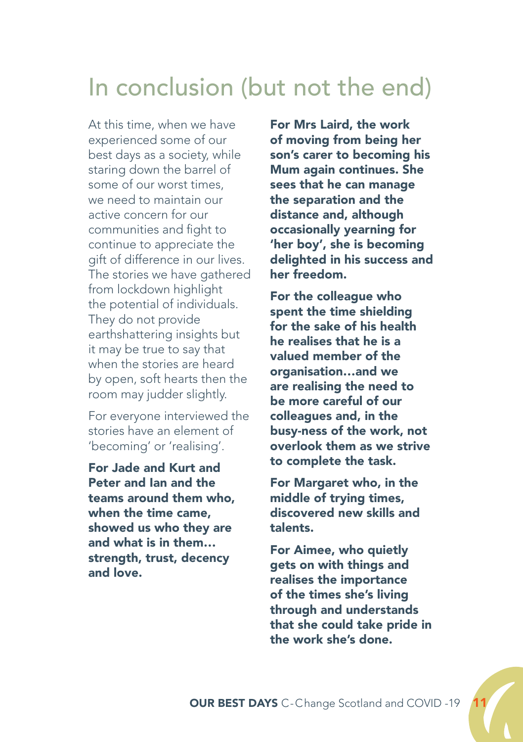# In conclusion (but not the end)

At this time, when we have experienced some of our best days as a society, while staring down the barrel of some of our worst times, we need to maintain our active concern for our communities and fight to continue to appreciate the gift of difference in our lives. The stories we have gathered from lockdown highlight the potential of individuals. They do not provide earthshattering insights but it may be true to say that when the stories are heard by open, soft hearts then the room may judder slightly.

For everyone interviewed the stories have an element of 'becoming' or 'realising'.

**For Jade and Kurt and Peter and Ian and the teams around them who, when the time came, showed us who they are and what is in them… strength, trust, decency and love.**

**For Mrs Laird, the work of moving from being her son's carer to becoming his Mum again continues. She sees that he can manage the separation and the distance and, although occasionally yearning for 'her boy', she is becoming delighted in his success and her freedom.**

**For the colleague who spent the time shielding for the sake of his health he realises that he is a valued member of the organisation…and we are realising the need to be more careful of our colleagues and, in the busy-ness of the work, not overlook them as we strive to complete the task.**

**For Margaret who, in the middle of trying times, discovered new skills and talents.**

**For Aimee, who quietly gets on with things and realises the importance of the times she's living through and understands that she could take pride in the work she's done.**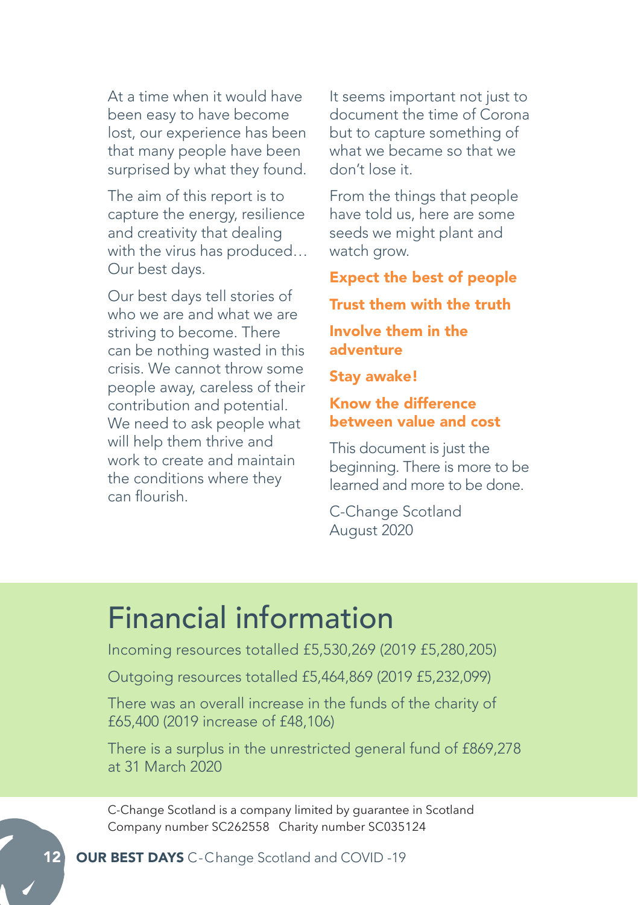At a time when it would have been easy to have become lost, our experience has been that many people have been surprised by what they found.

The aim of this report is to capture the energy, resilience and creativity that dealing with the virus has produced… Our best days.

Our best days tell stories of who we are and what we are striving to become. There can be nothing wasted in this crisis. We cannot throw some people away, careless of their contribution and potential. We need to ask people what will help them thrive and work to create and maintain the conditions where they can flourish.

It seems important not just to document the time of Corona but to capture something of what we became so that we don't lose it.

From the things that people have told us, here are some seeds we might plant and watch grow.

**Expect the best of people**

**Trust them with the truth**

**Involve them in the adventure**

**Stay awake!**

**Know the difference between value and cost**

This document is just the beginning. There is more to be learned and more to be done.

C-Change Scotland
August 2020

# Financial information

Incoming resources totalled £5,530,269 (2019 £5,280,205)

Outgoing resources totalled £5,464,869 (2019 £5,232,099)

There was an overall increase in the funds of the charity of £65,400 (2019 increase of £48,106)

There is a surplus in the unrestricted general fund of £869,278 at 31 March 2020

C-Change Scotland is a company limited by guarantee in Scotland
Company number SC262558 Charity number SC035124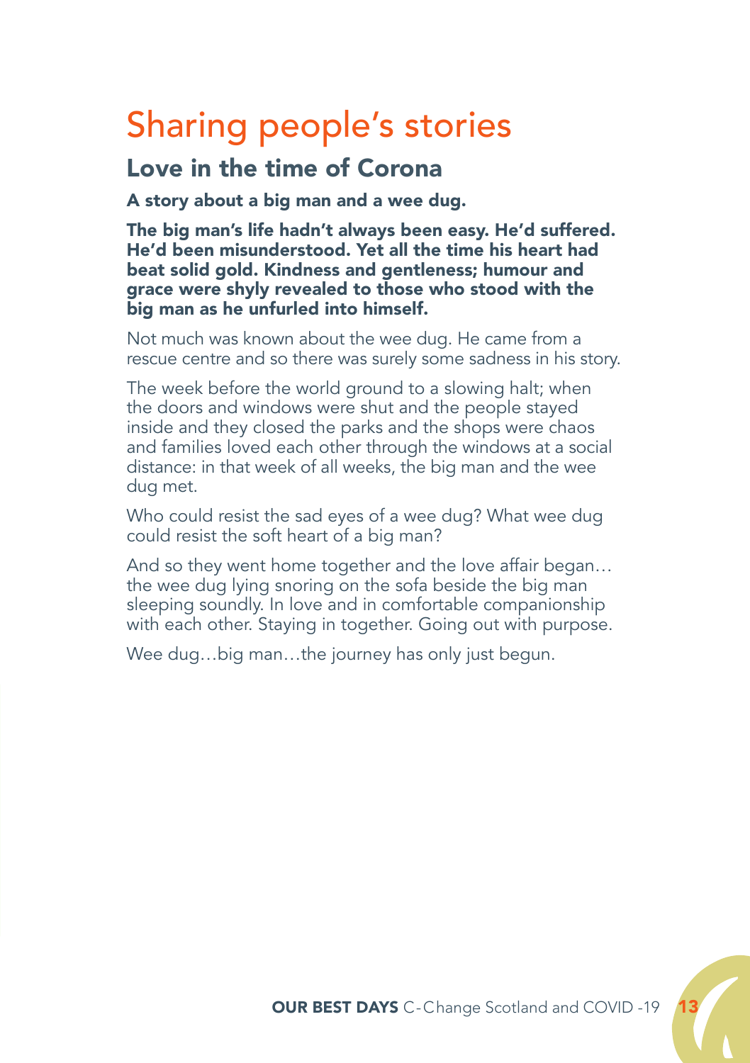# Sharing people's stories

## Love in the time of Corona

**A story about a big man and a wee dug.**

**The big man's life hadn't always been easy. He'd suffered. He'd been misunderstood. Yet all the time his heart had beat solid gold. Kindness and gentleness; humour and grace were shyly revealed to those who stood with the big man as he unfurled into himself.**

Not much was known about the wee dug. He came from a rescue centre and so there was surely some sadness in his story.

The week before the world ground to a slowing halt; when the doors and windows were shut and the people stayed inside and they closed the parks and the shops were chaos and families loved each other through the windows at a social distance: in that week of all weeks, the big man and the wee dug met.

Who could resist the sad eyes of a wee dug? What wee dug could resist the soft heart of a big man?

And so they went home together and the love affair began… the wee dug lying snoring on the sofa beside the big man sleeping soundly. In love and in comfortable companionship with each other. Staying in together. Going out with purpose.

Wee dug…big man…the journey has only just begun.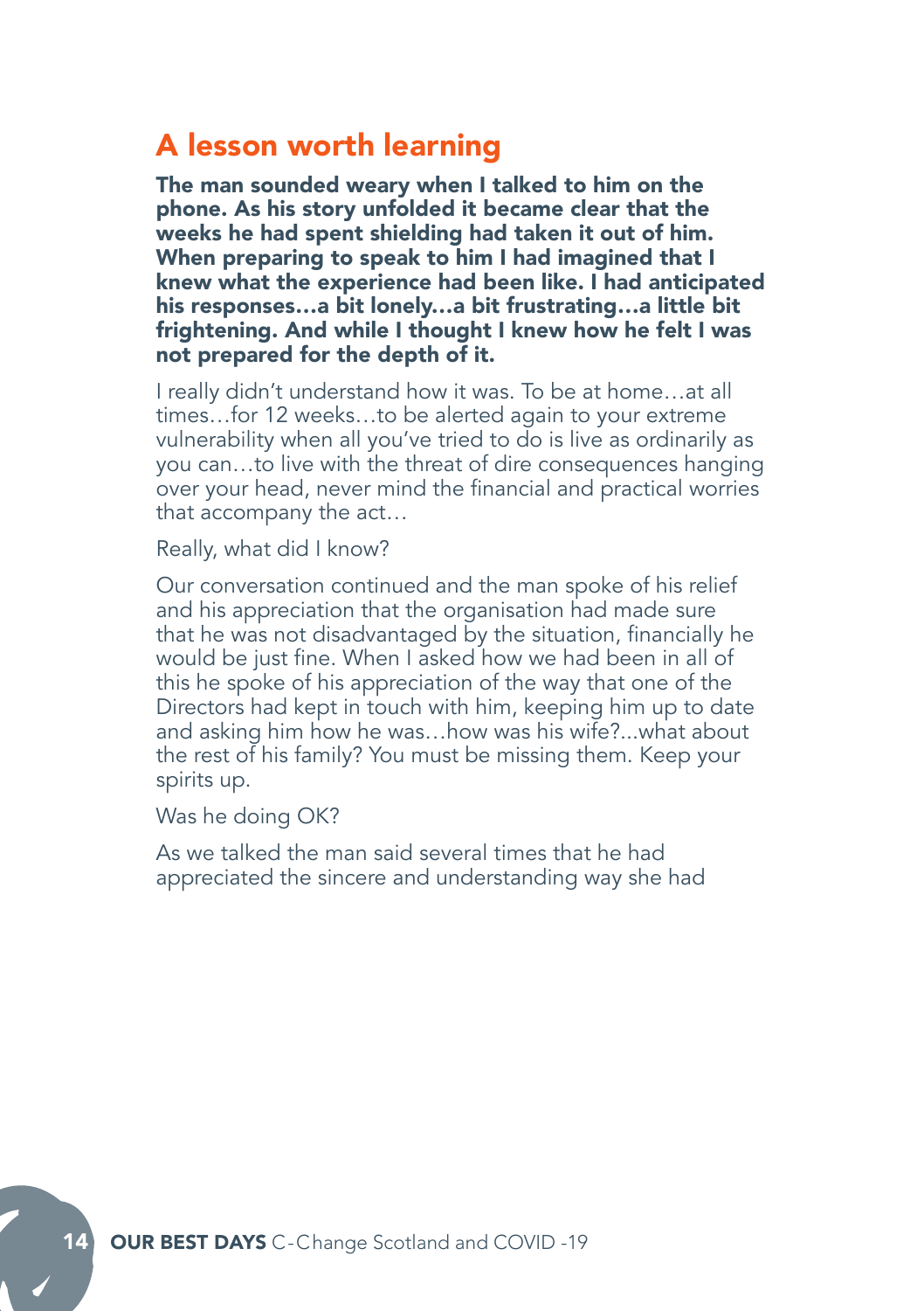## A lesson worth learning

**The man sounded weary when I talked to him on the phone. As his story unfolded it became clear that the weeks he had spent shielding had taken it out of him. When preparing to speak to him I had imagined that I knew what the experience had been like. I had anticipated his responses…a bit lonely…a bit frustrating…a little bit frightening. And while I thought I knew how he felt I was not prepared for the depth of it.**

I really didn't understand how it was. To be at home…at all times…for 12 weeks…to be alerted again to your extreme vulnerability when all you've tried to do is live as ordinarily as you can…to live with the threat of dire consequences hanging over your head, never mind the financial and practical worries that accompany the act…

Really, what did I know?

Our conversation continued and the man spoke of his relief and his appreciation that the organisation had made sure that he was not disadvantaged by the situation, financially he would be just fine. When I asked how we had been in all of this he spoke of his appreciation of the way that one of the Directors had kept in touch with him, keeping him up to date and asking him how he was…how was his wife?...what about the rest of his family? You must be missing them. Keep your spirits up.

Was he doing OK?

As we talked the man said several times that he had appreciated the sincere and understanding way she had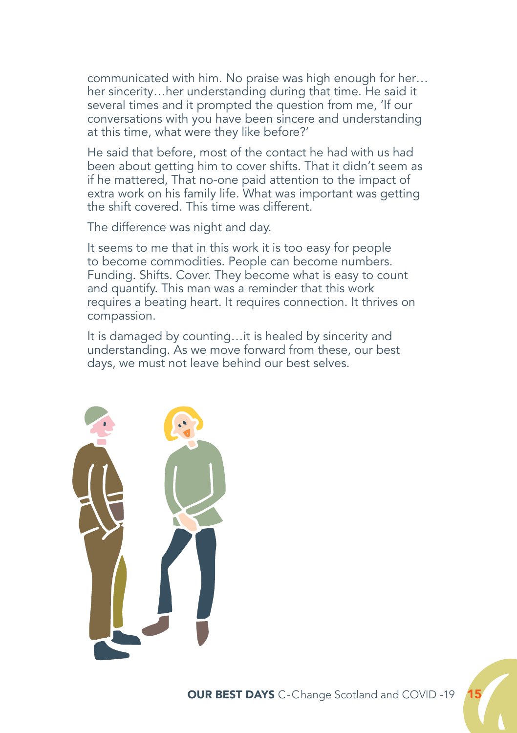communicated with him. No praise was high enough for her… her sincerity…her understanding during that time. He said it several times and it prompted the question from me, 'If our conversations with you have been sincere and understanding at this time, what were they like before?'

He said that before, most of the contact he had with us had been about getting him to cover shifts. That it didn't seem as if he mattered, That no-one paid attention to the impact of extra work on his family life. What was important was getting the shift covered. This time was different.

The difference was night and day.

It seems to me that in this work it is too easy for people to become commodities. People can become numbers. Funding. Shifts. Cover. They become what is easy to count and quantify. This man was a reminder that this work requires a beating heart. It requires connection. It thrives on compassion.

It is damaged by counting…it is healed by sincerity and understanding. As we move forward from these, our best days, we must not leave behind our best selves.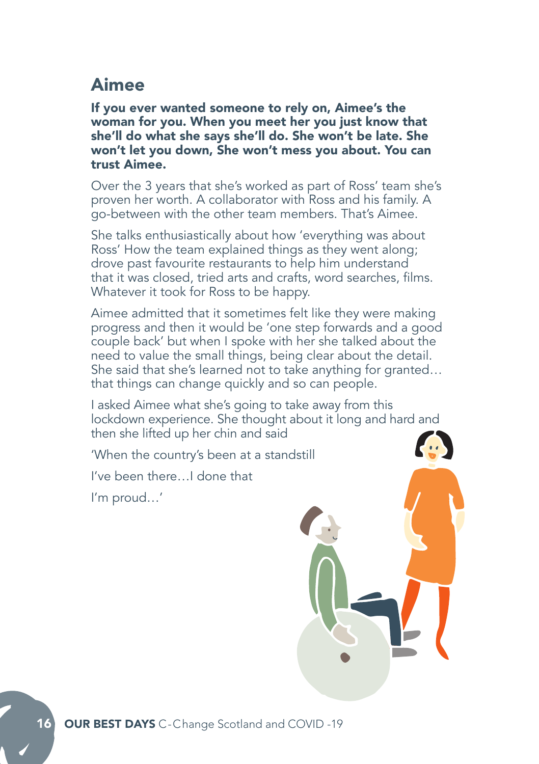## Aimee

**If you ever wanted someone to rely on, Aimee's the woman for you. When you meet her you just know that she'll do what she says she'll do. She won't be late. She won't let you down, She won't mess you about. You can trust Aimee.**

Over the 3 years that she's worked as part of Ross' team she's proven her worth. A collaborator with Ross and his family. A go-between with the other team members. That's Aimee.

She talks enthusiastically about how 'everything was about Ross' How the team explained things as they went along; drove past favourite restaurants to help him understand that it was closed, tried arts and crafts, word searches, films. Whatever it took for Ross to be happy.

Aimee admitted that it sometimes felt like they were making progress and then it would be 'one step forwards and a good couple back' but when I spoke with her she talked about the need to value the small things, being clear about the detail. She said that she's learned not to take anything for granted… that things can change quickly and so can people.

I asked Aimee what she's going to take away from this lockdown experience. She thought about it long and hard and then she lifted up her chin and said

'When the country's been at a standstill

I've been there…I done that

I'm proud…'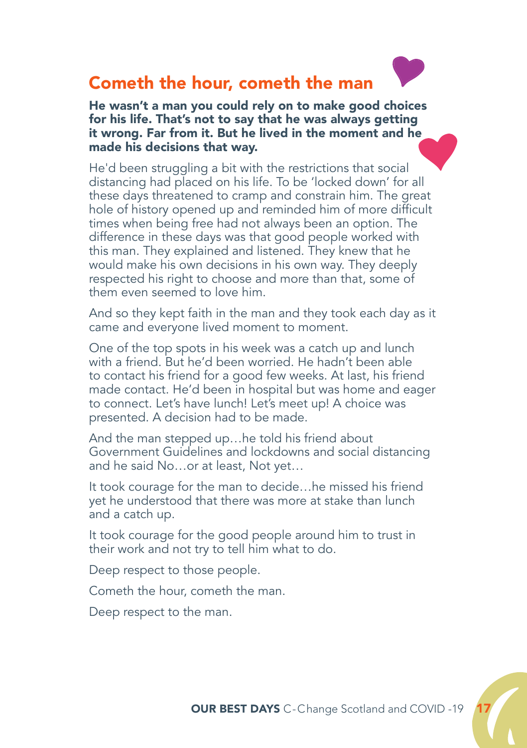# Cometh the hour, cometh the man

**He wasn't a man you could rely on to make good choices for his life. That's not to say that he was always getting it wrong. Far from it. But he lived in the moment and he made his decisions that way.**

He'd been struggling a bit with the restrictions that social distancing had placed on his life. To be 'locked down' for all these days threatened to cramp and constrain him. The great hole of history opened up and reminded him of more difficult times when being free had not always been an option. The difference in these days was that good people worked with this man. They explained and listened. They knew that he would make his own decisions in his own way. They deeply respected his right to choose and more than that, some of them even seemed to love him.

And so they kept faith in the man and they took each day as it came and everyone lived moment to moment.

One of the top spots in his week was a catch up and lunch with a friend. But he'd been worried. He hadn't been able to contact his friend for a good few weeks. At last, his friend made contact. He'd been in hospital but was home and eager to connect. Let's have lunch! Let's meet up! A choice was presented. A decision had to be made.

And the man stepped up…he told his friend about Government Guidelines and lockdowns and social distancing and he said No…or at least, Not yet…

It took courage for the man to decide…he missed his friend yet he understood that there was more at stake than lunch and a catch up.

It took courage for the good people around him to trust in their work and not try to tell him what to do.

Deep respect to those people.

Cometh the hour, cometh the man.

Deep respect to the man.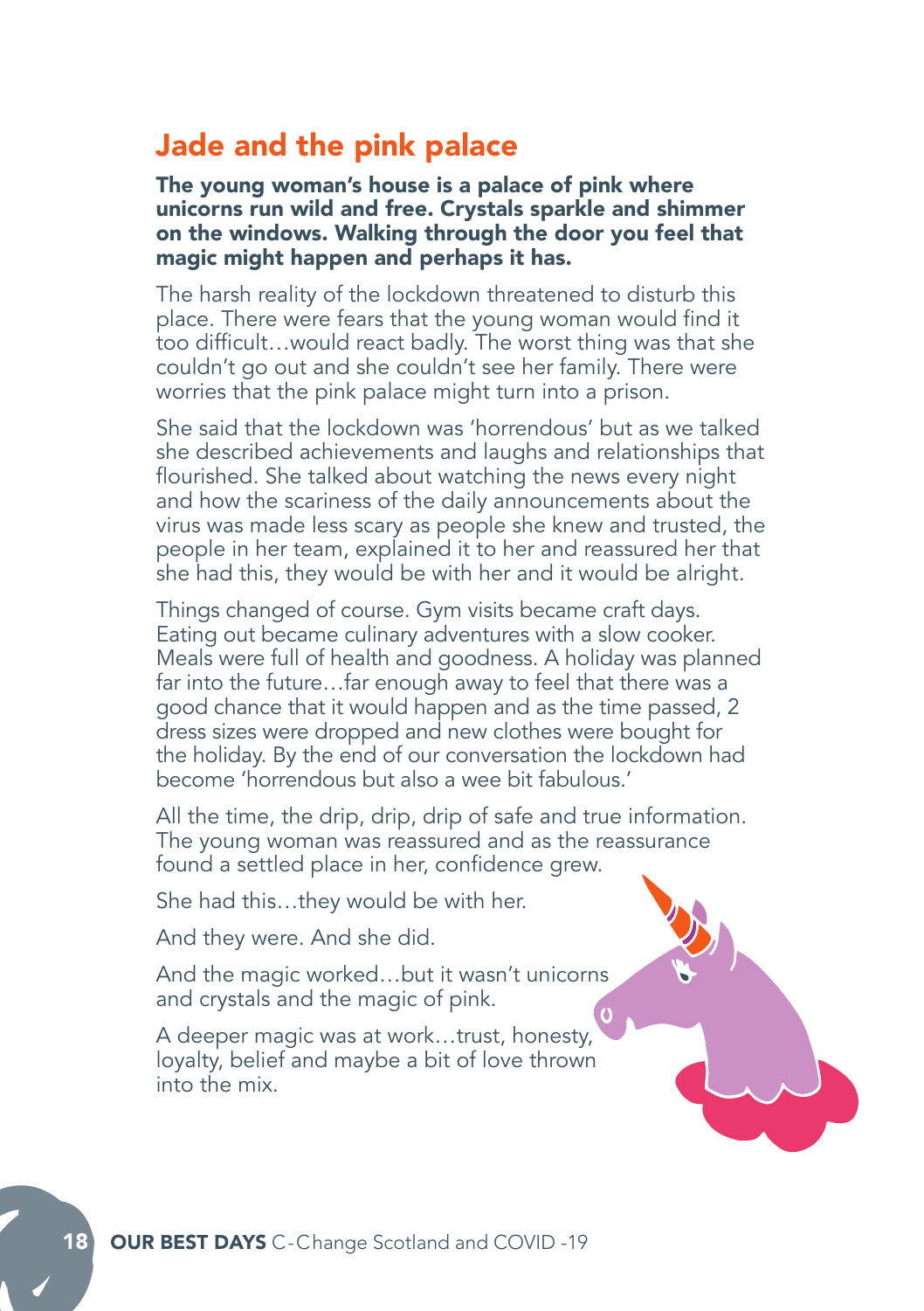## Jade and the pink palace

**The young woman's house is a palace of pink where unicorns run wild and free. Crystals sparkle and shimmer on the windows. Walking through the door you feel that magic might happen and perhaps it has.**

The harsh reality of the lockdown threatened to disturb this place. There were fears that the young woman would find it too difficult…would react badly. The worst thing was that she couldn't go out and she couldn't see her family. There were worries that the pink palace might turn into a prison.

She said that the lockdown was 'horrendous' but as we talked she described achievements and laughs and relationships that flourished. She talked about watching the news every night and how the scariness of the daily announcements about the virus was made less scary as people she knew and trusted, the people in her team, explained it to her and reassured her that she had this, they would be with her and it would be alright.

Things changed of course. Gym visits became craft days. Eating out became culinary adventures with a slow cooker. Meals were full of health and goodness. A holiday was planned far into the future…far enough away to feel that there was a good chance that it would happen and as the time passed, 2 dress sizes were dropped and new clothes were bought for the holiday. By the end of our conversation the lockdown had become 'horrendous but also a wee bit fabulous.'

All the time, the drip, drip, drip of safe and true information. The young woman was reassured and as the reassurance found a settled place in her, confidence grew.

She had this…they would be with her.

And they were. And she did.

And the magic worked…but it wasn't unicorns and crystals and the magic of pink.

A deeper magic was at work…trust, honesty, loyalty, belief and maybe a bit of love thrown into the mix.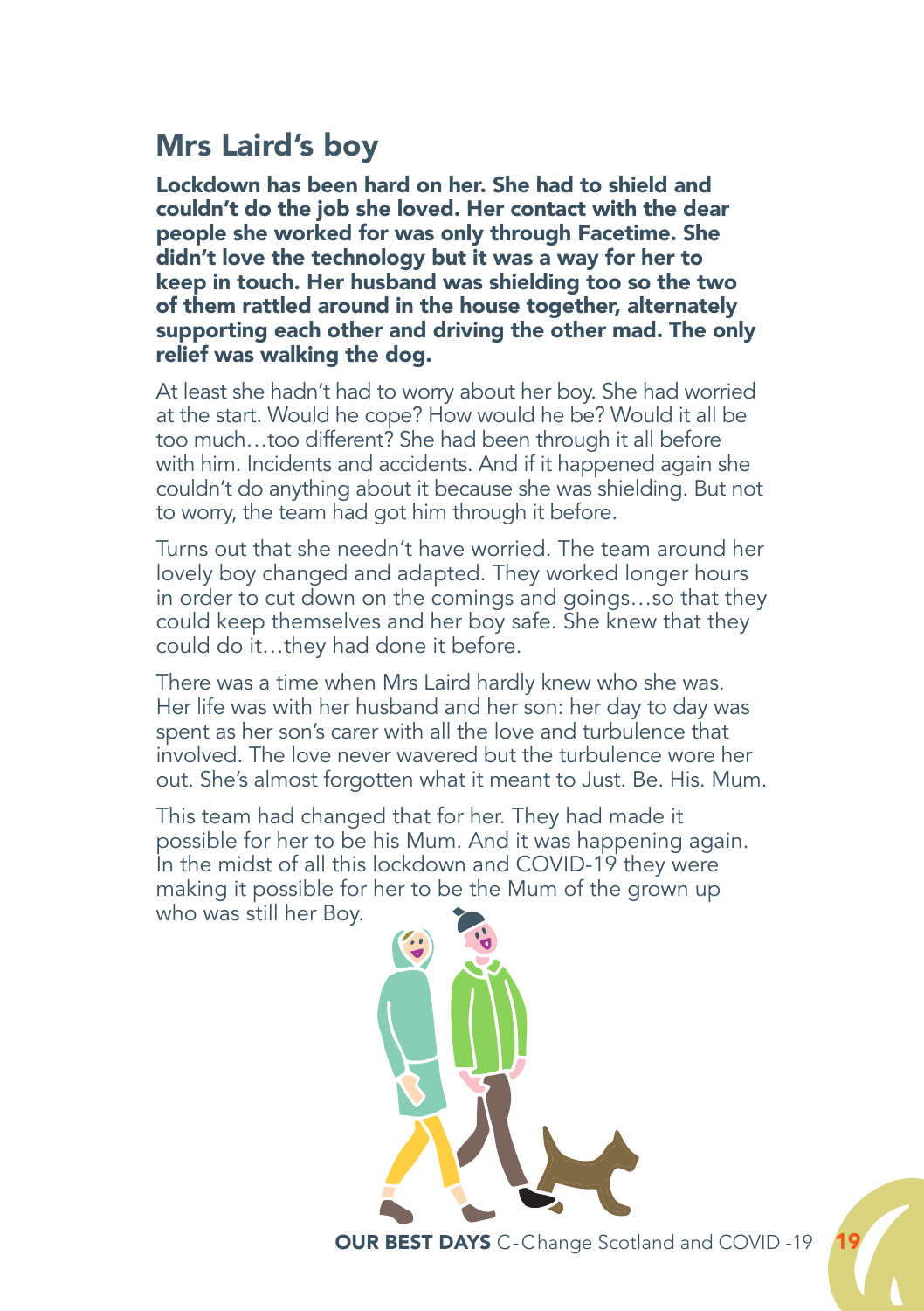## Mrs Laird's boy

**Lockdown has been hard on her. She had to shield and couldn't do the job she loved. Her contact with the dear people she worked for was only through Facetime. She didn't love the technology but it was a way for her to keep in touch. Her husband was shielding too so the two of them rattled around in the house together, alternately supporting each other and driving the other mad. The only relief was walking the dog.**

At least she hadn't had to worry about her boy. She had worried at the start. Would he cope? How would he be? Would it all be too much…too different? She had been through it all before with him. Incidents and accidents. And if it happened again she couldn't do anything about it because she was shielding. But not to worry, the team had got him through it before.

Turns out that she needn't have worried. The team around her lovely boy changed and adapted. They worked longer hours in order to cut down on the comings and goings…so that they could keep themselves and her boy safe. She knew that they could do it…they had done it before.

There was a time when Mrs Laird hardly knew who she was. Her life was with her husband and her son: her day to day was spent as her son's carer with all the love and turbulence that involved. The love never wavered but the turbulence wore her out. She's almost forgotten what it meant to Just. Be. His. Mum.

This team had changed that for her. They had made it possible for her to be his Mum. And it was happening again. In the midst of all this lockdown and COVID-19 they were making it possible for her to be the Mum of the grown up who was still her Boy.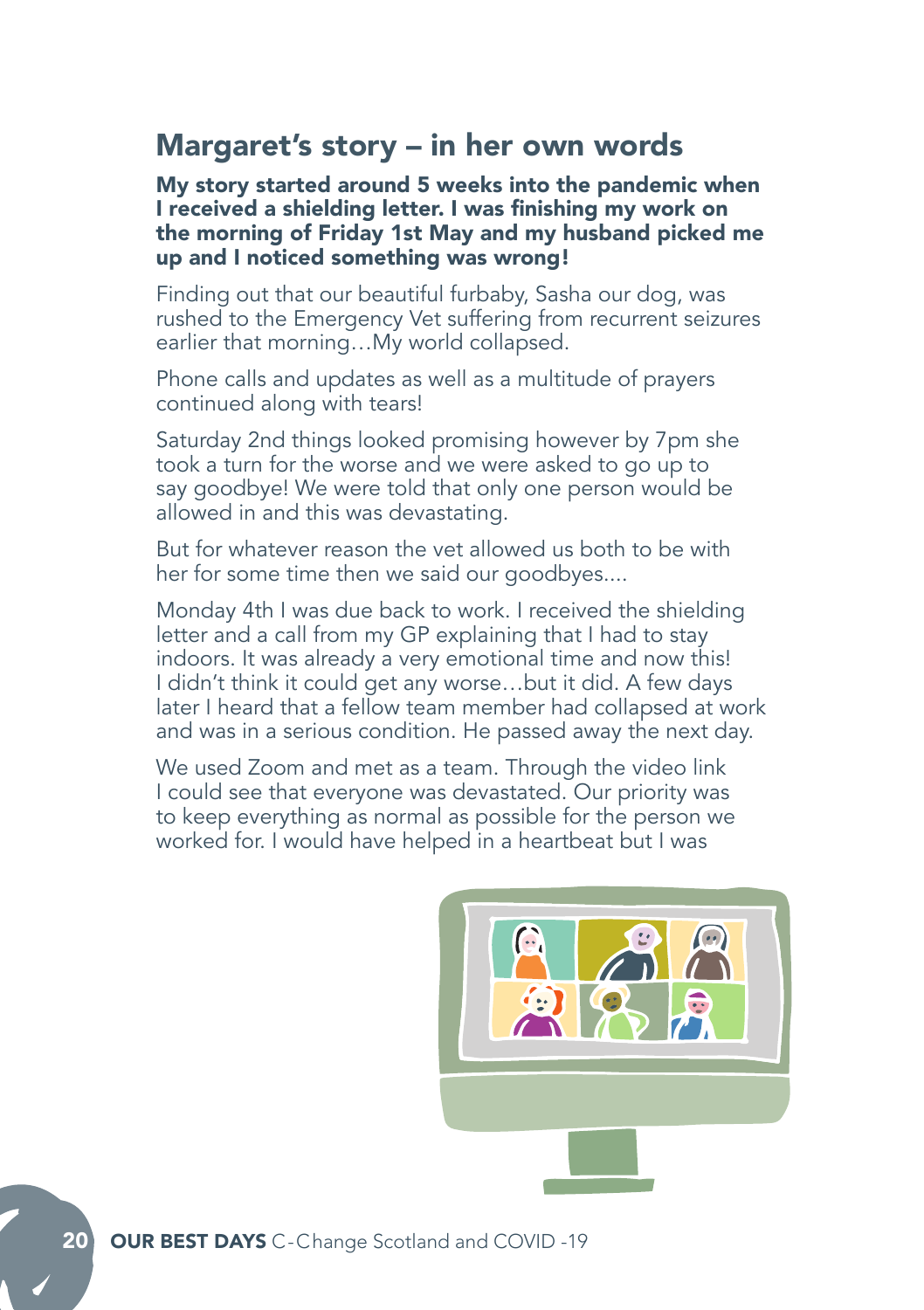## Margaret's story – in her own words

**My story started around 5 weeks into the pandemic when I received a shielding letter. I was finishing my work on the morning of Friday 1st May and my husband picked me up and I noticed something was wrong!**

Finding out that our beautiful furbaby, Sasha our dog, was rushed to the Emergency Vet suffering from recurrent seizures earlier that morning…My world collapsed.

Phone calls and updates as well as a multitude of prayers continued along with tears!

Saturday 2nd things looked promising however by 7pm she took a turn for the worse and we were asked to go up to say goodbye! We were told that only one person would be allowed in and this was devastating.

But for whatever reason the vet allowed us both to be with her for some time then we said our goodbyes....

Monday 4th I was due back to work. I received the shielding letter and a call from my GP explaining that I had to stay indoors. It was already a very emotional time and now this! I didn't think it could get any worse…but it did. A few days later I heard that a fellow team member had collapsed at work and was in a serious condition. He passed away the next day.

We used Zoom and met as a team. Through the video link I could see that everyone was devastated. Our priority was to keep everything as normal as possible for the person we worked for. I would have helped in a heartbeat but I was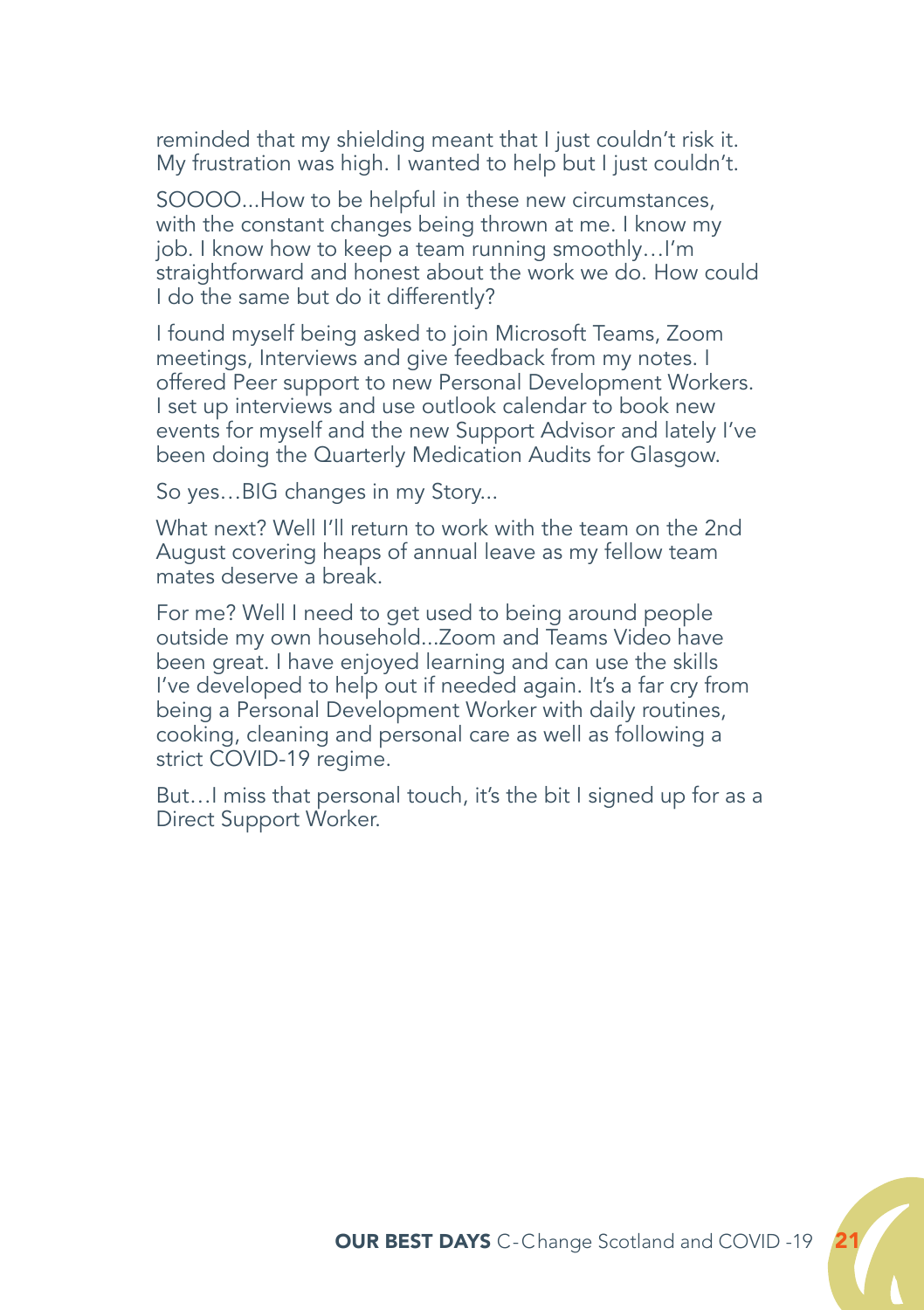reminded that my shielding meant that I just couldn't risk it. My frustration was high. I wanted to help but I just couldn't.

SOOOO...How to be helpful in these new circumstances, with the constant changes being thrown at me. I know my job. I know how to keep a team running smoothly…I'm straightforward and honest about the work we do. How could I do the same but do it differently?

I found myself being asked to join Microsoft Teams, Zoom meetings, Interviews and give feedback from my notes. I offered Peer support to new Personal Development Workers. I set up interviews and use outlook calendar to book new events for myself and the new Support Advisor and lately I've been doing the Quarterly Medication Audits for Glasgow.

So yes…BIG changes in my Story...

What next? Well I'll return to work with the team on the 2nd August covering heaps of annual leave as my fellow team mates deserve a break.

For me? Well I need to get used to being around people outside my own household...Zoom and Teams Video have been great. I have enjoyed learning and can use the skills I've developed to help out if needed again. It's a far cry from being a Personal Development Worker with daily routines, cooking, cleaning and personal care as well as following a strict COVID-19 regime.

But…I miss that personal touch, it's the bit I signed up for as a Direct Support Worker.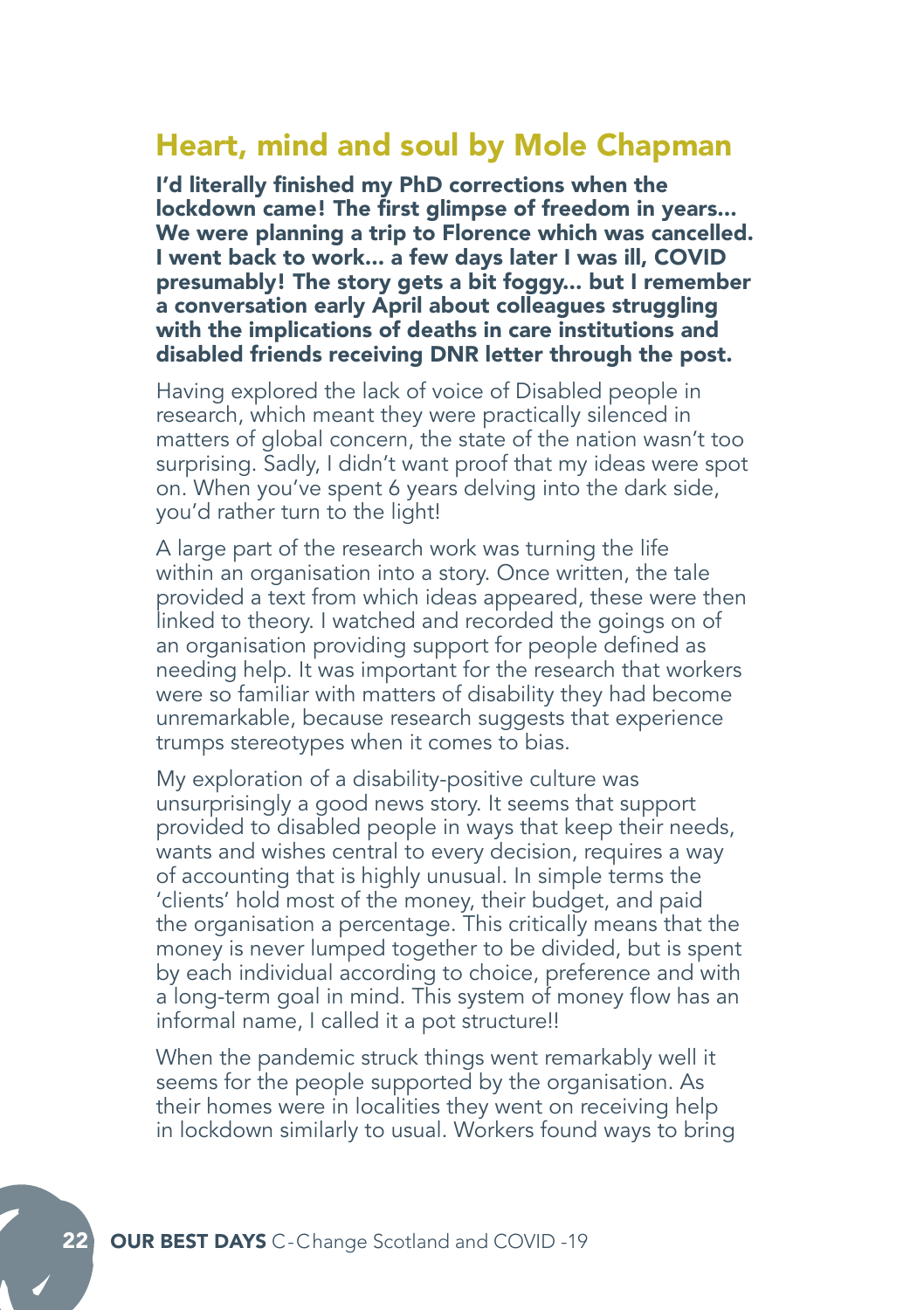## Heart, mind and soul by Mole Chapman

**I'd literally finished my PhD corrections when the lockdown came! The first glimpse of freedom in years... We were planning a trip to Florence which was cancelled. I went back to work... a few days later I was ill, COVID presumably! The story gets a bit foggy... but I remember a conversation early April about colleagues struggling with the implications of deaths in care institutions and disabled friends receiving DNR letter through the post.**

Having explored the lack of voice of Disabled people in research, which meant they were practically silenced in matters of global concern, the state of the nation wasn't too surprising. Sadly, I didn't want proof that my ideas were spot on. When you've spent 6 years delving into the dark side, you'd rather turn to the light!

A large part of the research work was turning the life within an organisation into a story. Once written, the tale provided a text from which ideas appeared, these were then linked to theory. I watched and recorded the goings on of an organisation providing support for people defined as needing help. It was important for the research that workers were so familiar with matters of disability they had become unremarkable, because research suggests that experience trumps stereotypes when it comes to bias.

My exploration of a disability-positive culture was unsurprisingly a good news story. It seems that support provided to disabled people in ways that keep their needs, wants and wishes central to every decision, requires a way of accounting that is highly unusual. In simple terms the 'clients' hold most of the money, their budget, and paid the organisation a percentage. This critically means that the money is never lumped together to be divided, but is spent by each individual according to choice, preference and with a long-term goal in mind. This system of money flow has an informal name, I called it a pot structure!!

When the pandemic struck things went remarkably well it seems for the people supported by the organisation. As their homes were in localities they went on receiving help in lockdown similarly to usual. Workers found ways to bring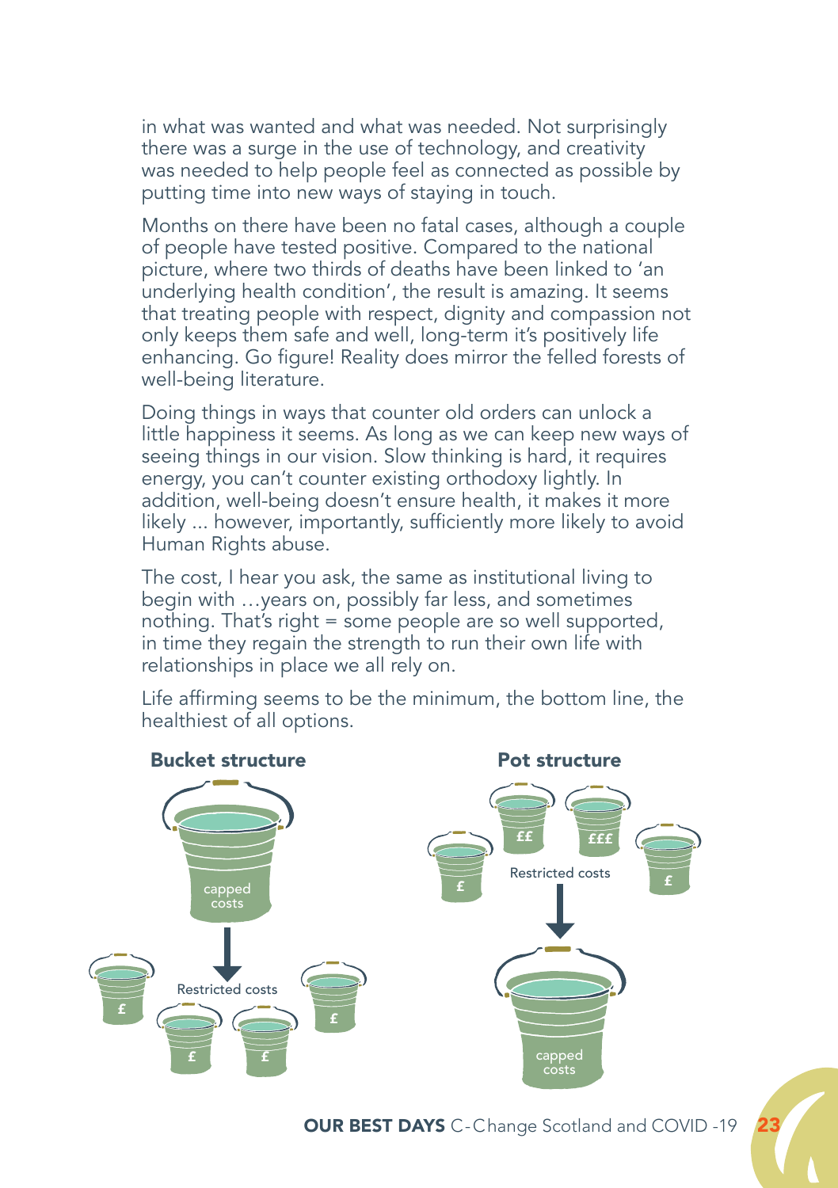in what was wanted and what was needed. Not surprisingly there was a surge in the use of technology, and creativity was needed to help people feel as connected as possible by putting time into new ways of staying in touch.

Months on there have been no fatal cases, although a couple of people have tested positive. Compared to the national picture, where two thirds of deaths have been linked to 'an underlying health condition', the result is amazing. It seems that treating people with respect, dignity and compassion not only keeps them safe and well, long-term it's positively life enhancing. Go figure! Reality does mirror the felled forests of well-being literature.

Doing things in ways that counter old orders can unlock a little happiness it seems. As long as we can keep new ways of seeing things in our vision. Slow thinking is hard, it requires energy, you can't counter existing orthodoxy lightly. In addition, well-being doesn't ensure health, it makes it more likely ... however, importantly, sufficiently more likely to avoid Human Rights abuse.

The cost, I hear you ask, the same as institutional living to begin with …years on, possibly far less, and sometimes nothing. That's right = some people are so well supported, in time they regain the strength to run their own life with relationships in place we all rely on.

Life affirming seems to be the minimum, the bottom line, the healthiest of all options.

**Bucket structure**

capped costs

Restricted costs

£ £ £ £

**Pot structure**

£ ££ £££ £

Restricted costs

capped costs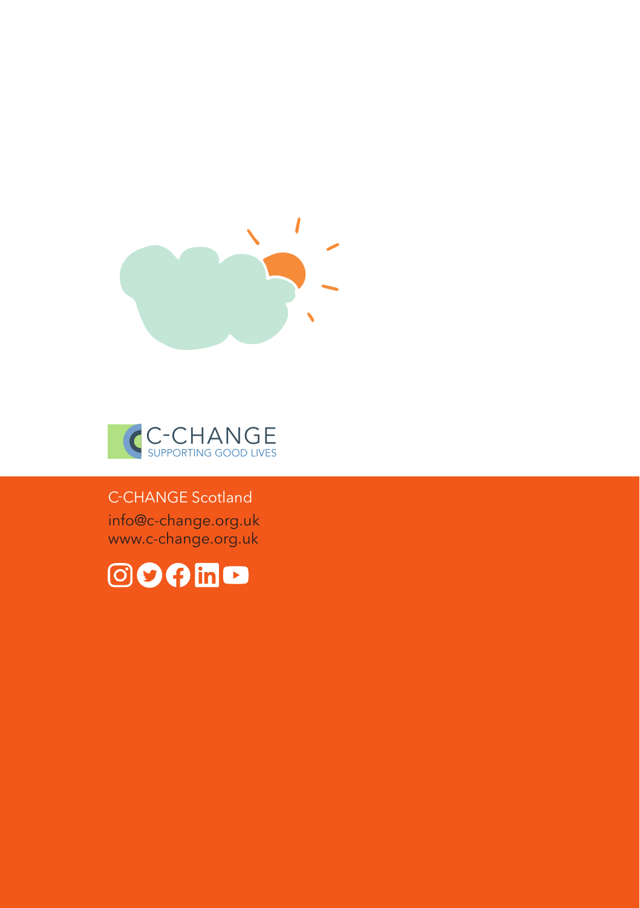C-CHANGE
SUPPORTING GOOD LIVES

C-CHANGE Scotland

info@c-change.org.uk
www.c-change.org.uk